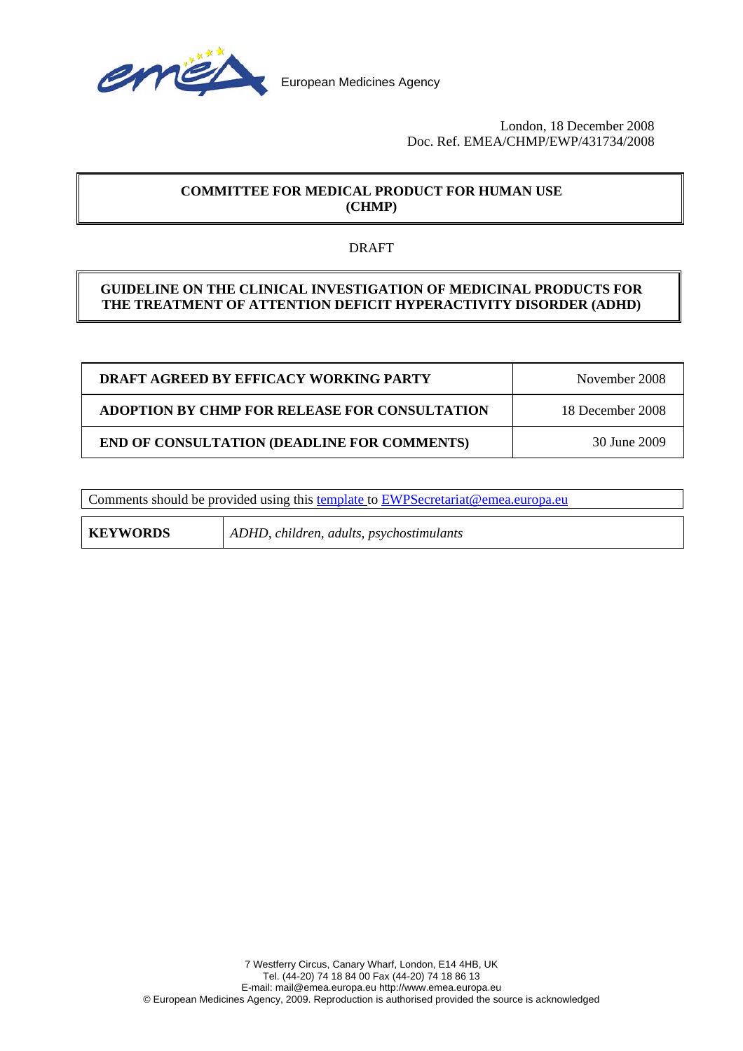European Medicines Agency

London, 18 December 2008
Doc. Ref. EMEA/CHMP/EWP/431734/2008

**COMMITTEE FOR MEDICAL PRODUCT FOR HUMAN USE (CHMP)**

DRAFT

**GUIDELINE ON THE CLINICAL INVESTIGATION OF MEDICINAL PRODUCTS FOR THE TREATMENT OF ATTENTION DEFICIT HYPERACTIVITY DISORDER (ADHD)**

| | |
|---|---|
| **DRAFT AGREED BY EFFICACY WORKING PARTY** | November 2008 |
| **ADOPTION BY CHMP FOR RELEASE FOR CONSULTATION** | 18 December 2008 |
| **END OF CONSULTATION (DEADLINE FOR COMMENTS)** | 30 June 2009 |

Comments should be provided using this template to EWPSecretariat@emea.europa.eu

| | |
|---|---|
| **KEYWORDS** | *ADHD, children, adults, psychostimulants* |

7 Westferry Circus, Canary Wharf, London, E14 4HB, UK
Tel. (44-20) 74 18 84 00 Fax (44-20) 74 18 86 13
E-mail: mail@emea.europa.eu http://www.emea.europa.eu
© European Medicines Agency, 2009. Reproduction is authorised provided the source is acknowledged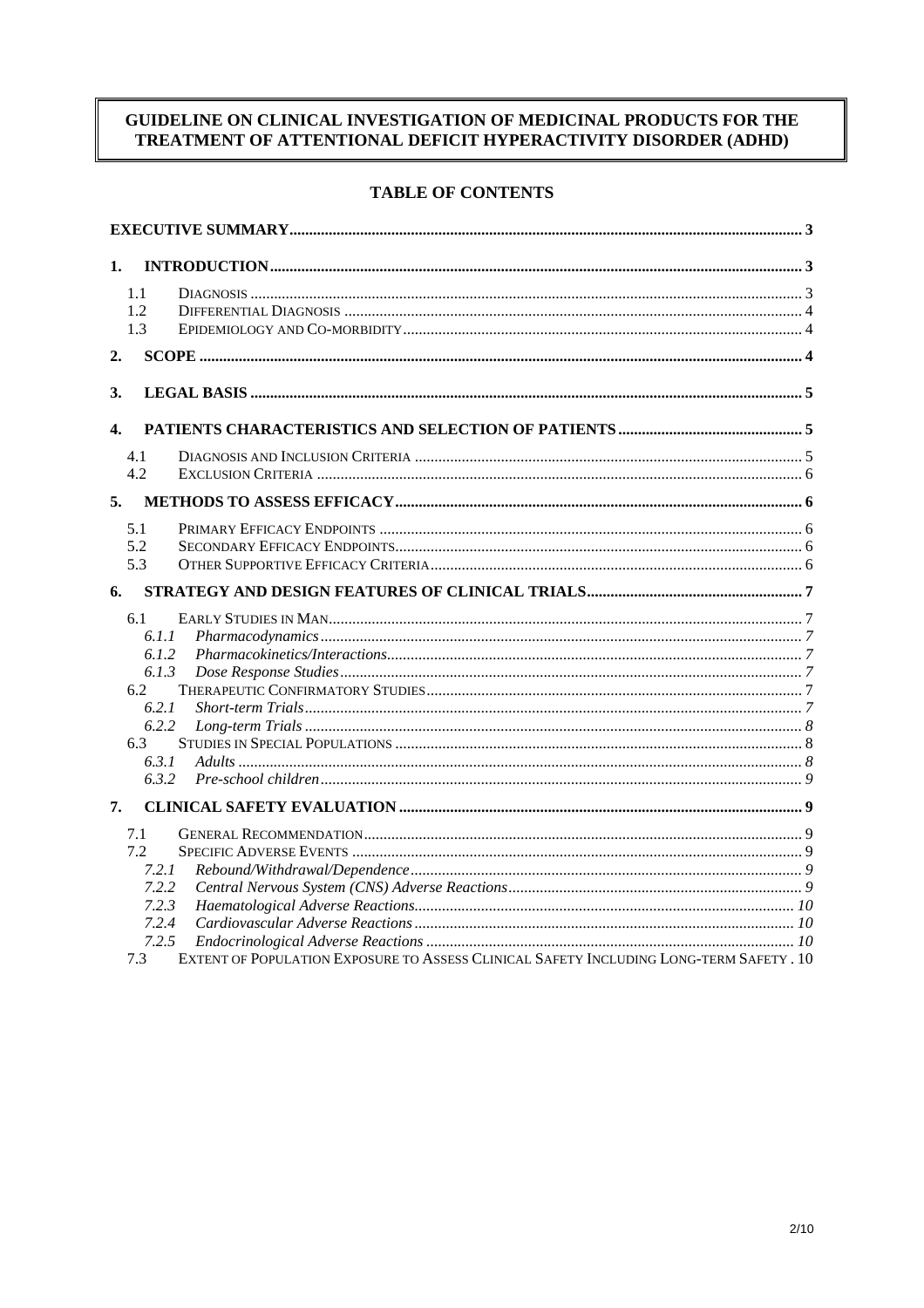# GUIDELINE ON CLINICAL INVESTIGATION OF MEDICINAL PRODUCTS FOR THE TREATMENT OF ATTENTIONAL DEFICIT HYPERACTIVITY DISORDER (ADHD)

## TABLE OF CONTENTS

**EXECUTIVE SUMMARY** ..... 3

**1. INTRODUCTION** ..... 3

- 1.1 DIAGNOSIS ..... 3
- 1.2 DIFFERENTIAL DIAGNOSIS ..... 4
- 1.3 EPIDEMIOLOGY AND CO-MORBIDITY ..... 4

**2. SCOPE** ..... 4

**3. LEGAL BASIS** ..... 5

**4. PATIENTS CHARACTERISTICS AND SELECTION OF PATIENTS** ..... 5

- 4.1 DIAGNOSIS AND INCLUSION CRITERIA ..... 5
- 4.2 EXCLUSION CRITERIA ..... 6

**5. METHODS TO ASSESS EFFICACY** ..... 6

- 5.1 PRIMARY EFFICACY ENDPOINTS ..... 6
- 5.2 SECONDARY EFFICACY ENDPOINTS ..... 6
- 5.3 OTHER SUPPORTIVE EFFICACY CRITERIA ..... 6

**6. STRATEGY AND DESIGN FEATURES OF CLINICAL TRIALS** ..... 7

- 6.1 EARLY STUDIES IN MAN ..... 7
  - *6.1.1 Pharmacodynamics* ..... 7
  - *6.1.2 Pharmacokinetics/Interactions* ..... 7
  - *6.1.3 Dose Response Studies* ..... 7
- 6.2 THERAPEUTIC CONFIRMATORY STUDIES ..... 7
  - *6.2.1 Short-term Trials* ..... 7
  - *6.2.2 Long-term Trials* ..... 8
- 6.3 STUDIES IN SPECIAL POPULATIONS ..... 8
  - *6.3.1 Adults* ..... 8
  - *6.3.2 Pre-school children* ..... 9

**7. CLINICAL SAFETY EVALUATION** ..... 9

- 7.1 GENERAL RECOMMENDATION ..... 9
- 7.2 SPECIFIC ADVERSE EVENTS ..... 9
  - *7.2.1 Rebound/Withdrawal/Dependence* ..... 9
  - *7.2.2 Central Nervous System (CNS) Adverse Reactions* ..... 9
  - *7.2.3 Haematological Adverse Reactions* ..... 10
  - *7.2.4 Cardiovascular Adverse Reactions* ..... 10
  - *7.2.5 Endocrinological Adverse Reactions* ..... 10
- 7.3 EXTENT OF POPULATION EXPOSURE TO ASSESS CLINICAL SAFETY INCLUDING LONG-TERM SAFETY ..... 10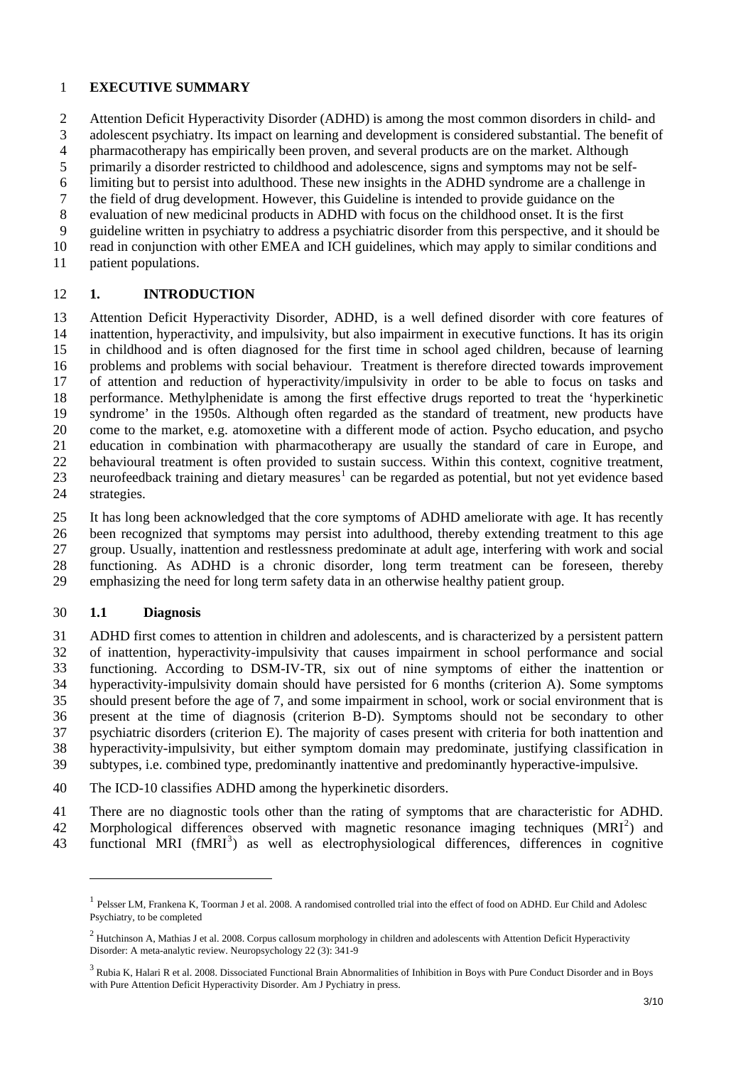**EXECUTIVE SUMMARY**

Attention Deficit Hyperactivity Disorder (ADHD) is among the most common disorders in child- and adolescent psychiatry. Its impact on learning and development is considered substantial. The benefit of pharmacotherapy has empirically been proven, and several products are on the market. Although primarily a disorder restricted to childhood and adolescence, signs and symptoms may not be self-limiting but to persist into adulthood. These new insights in the ADHD syndrome are a challenge in the field of drug development. However, this Guideline is intended to provide guidance on the evaluation of new medicinal products in ADHD with focus on the childhood onset. It is the first guideline written in psychiatry to address a psychiatric disorder from this perspective, and it should be read in conjunction with other EMEA and ICH guidelines, which may apply to similar conditions and patient populations.

## 1. INTRODUCTION

Attention Deficit Hyperactivity Disorder, ADHD, is a well defined disorder with core features of inattention, hyperactivity, and impulsivity, but also impairment in executive functions. It has its origin in childhood and is often diagnosed for the first time in school aged children, because of learning problems and problems with social behaviour. Treatment is therefore directed towards improvement of attention and reduction of hyperactivity/impulsivity in order to be able to focus on tasks and performance. Methylphenidate is among the first effective drugs reported to treat the 'hyperkinetic syndrome' in the 1950s. Although often regarded as the standard of treatment, new products have come to the market, e.g. atomoxetine with a different mode of action. Psycho education, and psycho education in combination with pharmacotherapy are usually the standard of care in Europe, and behavioural treatment is often provided to sustain success. Within this context, cognitive treatment, neurofeedback training and dietary measures[1] can be regarded as potential, but not yet evidence based strategies.

It has long been acknowledged that the core symptoms of ADHD ameliorate with age. It has recently been recognized that symptoms may persist into adulthood, thereby extending treatment to this age group. Usually, inattention and restlessness predominate at adult age, interfering with work and social functioning. As ADHD is a chronic disorder, long term treatment can be foreseen, thereby emphasizing the need for long term safety data in an otherwise healthy patient group.

### 1.1 Diagnosis

ADHD first comes to attention in children and adolescents, and is characterized by a persistent pattern of inattention, hyperactivity-impulsivity that causes impairment in school performance and social functioning. According to DSM-IV-TR, six out of nine symptoms of either the inattention or hyperactivity-impulsivity domain should have persisted for 6 months (criterion A). Some symptoms should present before the age of 7, and some impairment in school, work or social environment that is present at the time of diagnosis (criterion B-D). Symptoms should not be secondary to other psychiatric disorders (criterion E). The majority of cases present with criteria for both inattention and hyperactivity-impulsivity, but either symptom domain may predominate, justifying classification in subtypes, i.e. combined type, predominantly inattentive and predominantly hyperactive-impulsive.

The ICD-10 classifies ADHD among the hyperkinetic disorders.

There are no diagnostic tools other than the rating of symptoms that are characteristic for ADHD. Morphological differences observed with magnetic resonance imaging techniques (MRI[2]) and functional MRI (fMRI[3]) as well as electrophysiological differences, differences in cognitive

---

[1] Pelsser LM, Frankena K, Toorman J et al. 2008. A randomised controlled trial into the effect of food on ADHD. Eur Child and Adolesc Psychiatry, to be completed

[2] Hutchinson A, Mathias J et al. 2008. Corpus callosum morphology in children and adolescents with Attention Deficit Hyperactivity Disorder: A meta-analytic review. Neuropsychology 22 (3): 341-9

[3] Rubia K, Halari R et al. 2008. Dissociated Functional Brain Abnormalities of Inhibition in Boys with Pure Conduct Disorder and in Boys with Pure Attention Deficit Hyperactivity Disorder. Am J Pychiatry in press.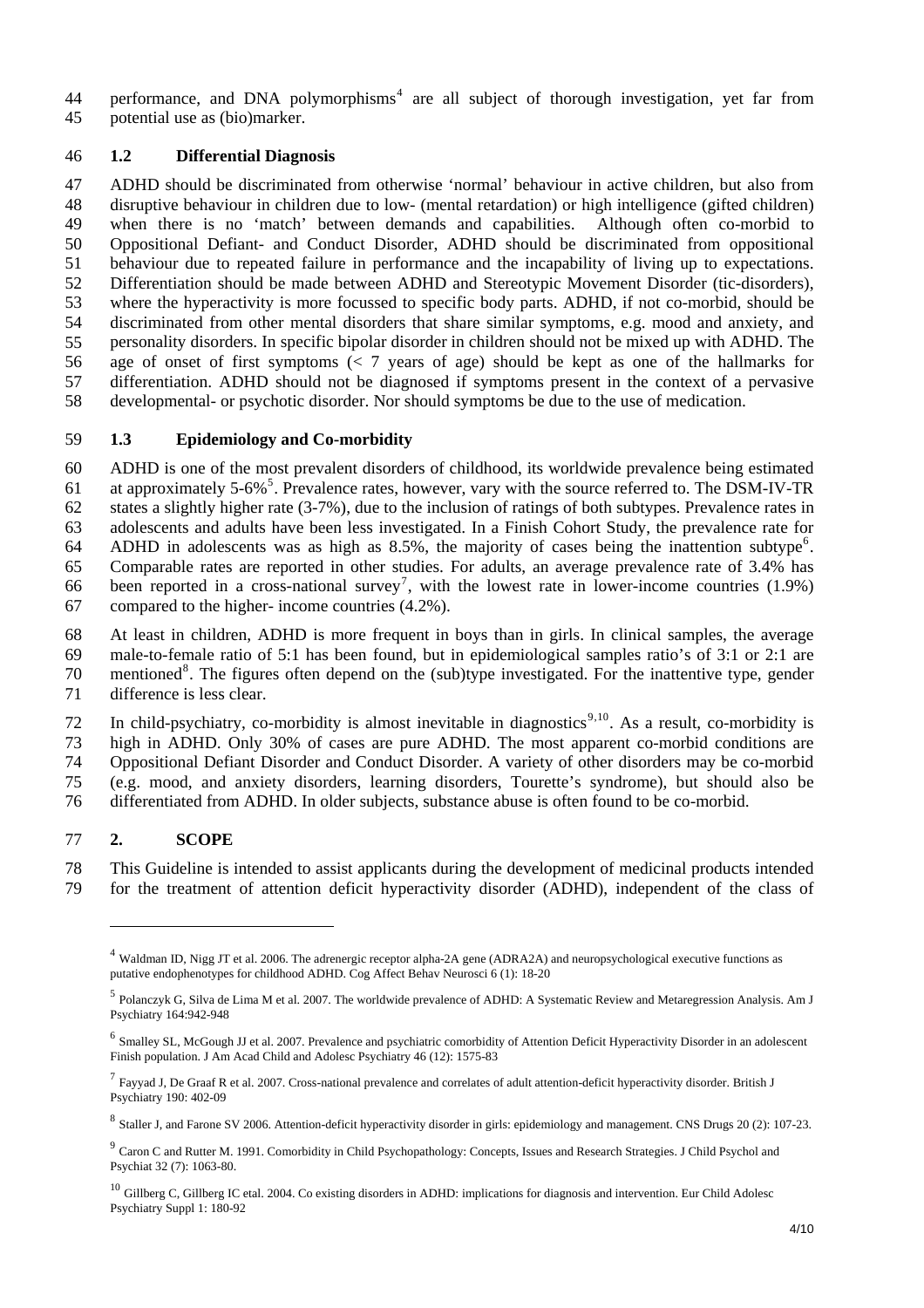performance, and DNA polymorphisms[4] are all subject of thorough investigation, yet far from potential use as (bio)marker.

### 1.2 Differential Diagnosis

ADHD should be discriminated from otherwise 'normal' behaviour in active children, but also from disruptive behaviour in children due to low- (mental retardation) or high intelligence (gifted children) when there is no 'match' between demands and capabilities. Although often co-morbid to Oppositional Defiant- and Conduct Disorder, ADHD should be discriminated from oppositional behaviour due to repeated failure in performance and the incapability of living up to expectations. Differentiation should be made between ADHD and Stereotypic Movement Disorder (tic-disorders), where the hyperactivity is more focussed to specific body parts. ADHD, if not co-morbid, should be discriminated from other mental disorders that share similar symptoms, e.g. mood and anxiety, and personality disorders. In specific bipolar disorder in children should not be mixed up with ADHD. The age of onset of first symptoms (< 7 years of age) should be kept as one of the hallmarks for differentiation. ADHD should not be diagnosed if symptoms present in the context of a pervasive developmental- or psychotic disorder. Nor should symptoms be due to the use of medication.

### 1.3 Epidemiology and Co-morbidity

ADHD is one of the most prevalent disorders of childhood, its worldwide prevalence being estimated at approximately 5-6%[5]. Prevalence rates, however, vary with the source referred to. The DSM-IV-TR states a slightly higher rate (3-7%), due to the inclusion of ratings of both subtypes. Prevalence rates in adolescents and adults have been less investigated. In a Finish Cohort Study, the prevalence rate for ADHD in adolescents was as high as 8.5%, the majority of cases being the inattention subtype[6]. Comparable rates are reported in other studies. For adults, an average prevalence rate of 3.4% has been reported in a cross-national survey[7], with the lowest rate in lower-income countries (1.9%) compared to the higher- income countries (4.2%).

At least in children, ADHD is more frequent in boys than in girls. In clinical samples, the average male-to-female ratio of 5:1 has been found, but in epidemiological samples ratio's of 3:1 or 2:1 are mentioned[8]. The figures often depend on the (sub)type investigated. For the inattentive type, gender difference is less clear.

In child-psychiatry, co-morbidity is almost inevitable in diagnostics[9,10]. As a result, co-morbidity is high in ADHD. Only 30% of cases are pure ADHD. The most apparent co-morbid conditions are Oppositional Defiant Disorder and Conduct Disorder. A variety of other disorders may be co-morbid (e.g. mood, and anxiety disorders, learning disorders, Tourette's syndrome), but should also be differentiated from ADHD. In older subjects, substance abuse is often found to be co-morbid.

## 2. SCOPE

This Guideline is intended to assist applicants during the development of medicinal products intended for the treatment of attention deficit hyperactivity disorder (ADHD), independent of the class of

---

[4] Waldman ID, Nigg JT et al. 2006. The adrenergic receptor alpha-2A gene (ADRA2A) and neuropsychological executive functions as putative endophenotypes for childhood ADHD. Cog Affect Behav Neurosci 6 (1): 18-20

[5] Polanczyk G, Silva de Lima M et al. 2007. The worldwide prevalence of ADHD: A Systematic Review and Metaregression Analysis. Am J Psychiatry 164:942-948

[6] Smalley SL, McGough JJ et al. 2007. Prevalence and psychiatric comorbidity of Attention Deficit Hyperactivity Disorder in an adolescent Finish population. J Am Acad Child and Adolesc Psychiatry 46 (12): 1575-83

[7] Fayyad J, De Graaf R et al. 2007. Cross-national prevalence and correlates of adult attention-deficit hyperactivity disorder. British J Psychiatry 190: 402-09

[8] Staller J, and Farone SV 2006. Attention-deficit hyperactivity disorder in girls: epidemiology and management. CNS Drugs 20 (2): 107-23.

[9] Caron C and Rutter M. 1991. Comorbidity in Child Psychopathology: Concepts, Issues and Research Strategies. J Child Psychol and Psychiat 32 (7): 1063-80.

[10] Gillberg C, Gillberg IC etal. 2004. Co existing disorders in ADHD: implications for diagnosis and intervention. Eur Child Adolesc Psychiatry Suppl 1: 180-92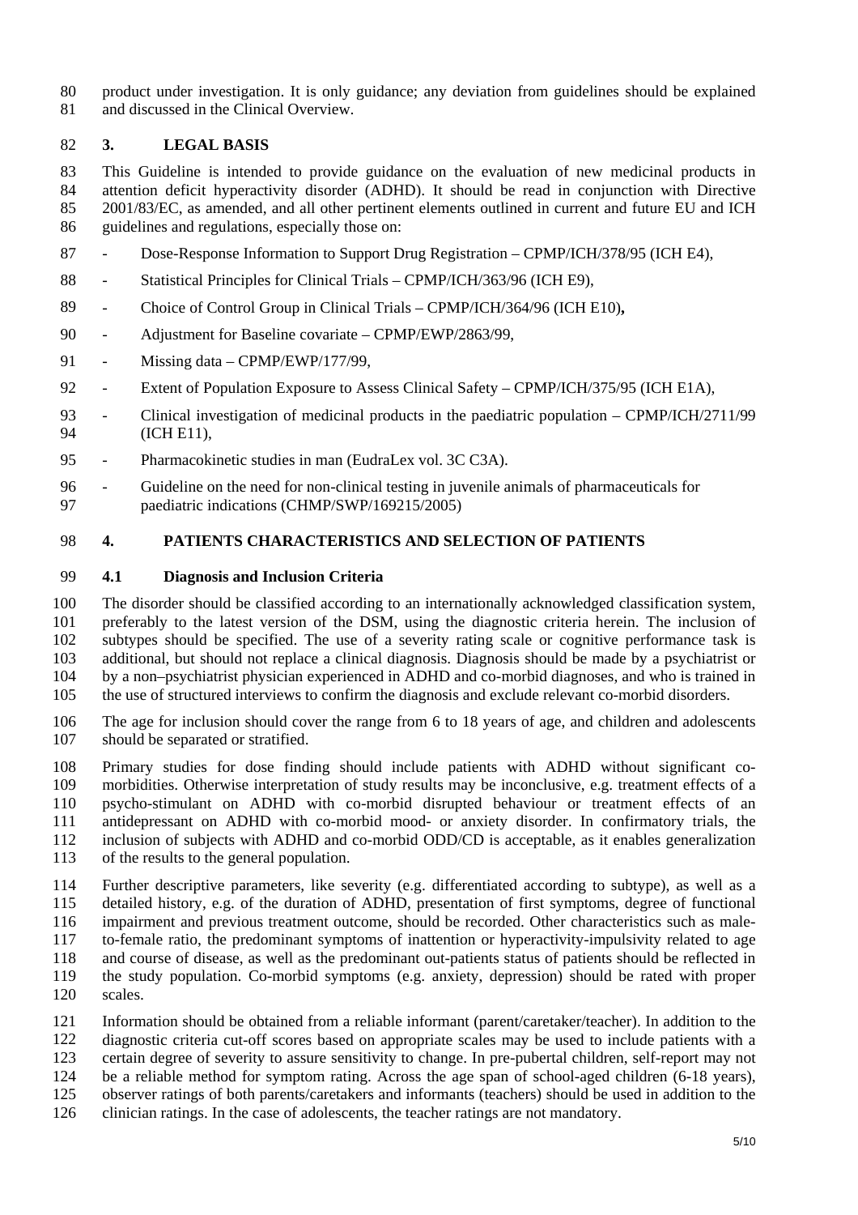product under investigation. It is only guidance; any deviation from guidelines should be explained and discussed in the Clinical Overview.

## 3. LEGAL BASIS

This Guideline is intended to provide guidance on the evaluation of new medicinal products in attention deficit hyperactivity disorder (ADHD). It should be read in conjunction with Directive 2001/83/EC, as amended, and all other pertinent elements outlined in current and future EU and ICH guidelines and regulations, especially those on:

- Dose-Response Information to Support Drug Registration – CPMP/ICH/378/95 (ICH E4),
- Statistical Principles for Clinical Trials – CPMP/ICH/363/96 (ICH E9),
- Choice of Control Group in Clinical Trials – CPMP/ICH/364/96 (ICH E10)**,**
- Adjustment for Baseline covariate – CPMP/EWP/2863/99,
- Missing data – CPMP/EWP/177/99,
- Extent of Population Exposure to Assess Clinical Safety – CPMP/ICH/375/95 (ICH E1A),
- Clinical investigation of medicinal products in the paediatric population – CPMP/ICH/2711/99 (ICH E11),
- Pharmacokinetic studies in man (EudraLex vol. 3C C3A).
- Guideline on the need for non-clinical testing in juvenile animals of pharmaceuticals for paediatric indications (CHMP/SWP/169215/2005)

## 4. PATIENTS CHARACTERISTICS AND SELECTION OF PATIENTS

### 4.1 Diagnosis and Inclusion Criteria

The disorder should be classified according to an internationally acknowledged classification system, preferably to the latest version of the DSM, using the diagnostic criteria herein. The inclusion of subtypes should be specified. The use of a severity rating scale or cognitive performance task is additional, but should not replace a clinical diagnosis. Diagnosis should be made by a psychiatrist or by a non–psychiatrist physician experienced in ADHD and co-morbid diagnoses, and who is trained in the use of structured interviews to confirm the diagnosis and exclude relevant co-morbid disorders.

The age for inclusion should cover the range from 6 to 18 years of age, and children and adolescents should be separated or stratified.

Primary studies for dose finding should include patients with ADHD without significant co-morbidities. Otherwise interpretation of study results may be inconclusive, e.g. treatment effects of a psycho-stimulant on ADHD with co-morbid disrupted behaviour or treatment effects of an antidepressant on ADHD with co-morbid mood- or anxiety disorder. In confirmatory trials, the inclusion of subjects with ADHD and co-morbid ODD/CD is acceptable, as it enables generalization of the results to the general population.

Further descriptive parameters, like severity (e.g. differentiated according to subtype), as well as a detailed history, e.g. of the duration of ADHD, presentation of first symptoms, degree of functional impairment and previous treatment outcome, should be recorded. Other characteristics such as male-to-female ratio, the predominant symptoms of inattention or hyperactivity-impulsivity related to age and course of disease, as well as the predominant out-patients status of patients should be reflected in the study population. Co-morbid symptoms (e.g. anxiety, depression) should be rated with proper scales.

Information should be obtained from a reliable informant (parent/caretaker/teacher). In addition to the diagnostic criteria cut-off scores based on appropriate scales may be used to include patients with a certain degree of severity to assure sensitivity to change. In pre-pubertal children, self-report may not be a reliable method for symptom rating. Across the age span of school-aged children (6-18 years), observer ratings of both parents/caretakers and informants (teachers) should be used in addition to the clinician ratings. In the case of adolescents, the teacher ratings are not mandatory.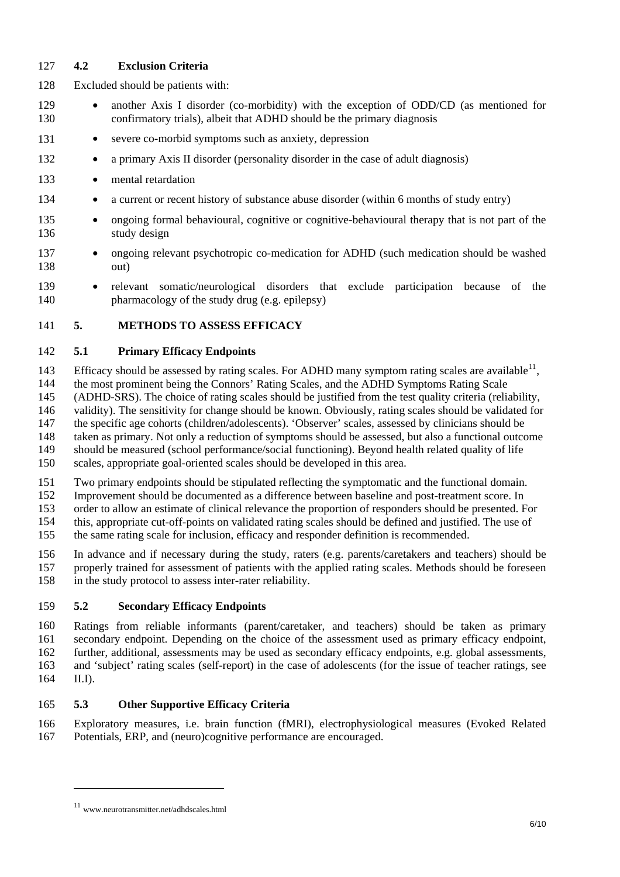### 4.2 Exclusion Criteria

Excluded should be patients with:

- another Axis I disorder (co-morbidity) with the exception of ODD/CD (as mentioned for confirmatory trials), albeit that ADHD should be the primary diagnosis
- severe co-morbid symptoms such as anxiety, depression
- a primary Axis II disorder (personality disorder in the case of adult diagnosis)
- mental retardation
- a current or recent history of substance abuse disorder (within 6 months of study entry)
- ongoing formal behavioural, cognitive or cognitive-behavioural therapy that is not part of the study design
- ongoing relevant psychotropic co-medication for ADHD (such medication should be washed out)
- relevant somatic/neurological disorders that exclude participation because of the pharmacology of the study drug (e.g. epilepsy)

## 5. METHODS TO ASSESS EFFICACY

### 5.1 Primary Efficacy Endpoints

Efficacy should be assessed by rating scales. For ADHD many symptom rating scales are available[11], the most prominent being the Connors' Rating Scales, and the ADHD Symptoms Rating Scale (ADHD-SRS). The choice of rating scales should be justified from the test quality criteria (reliability, validity). The sensitivity for change should be known. Obviously, rating scales should be validated for the specific age cohorts (children/adolescents). 'Observer' scales, assessed by clinicians should be taken as primary. Not only a reduction of symptoms should be assessed, but also a functional outcome should be measured (school performance/social functioning). Beyond health related quality of life scales, appropriate goal-oriented scales should be developed in this area.

Two primary endpoints should be stipulated reflecting the symptomatic and the functional domain. Improvement should be documented as a difference between baseline and post-treatment score. In order to allow an estimate of clinical relevance the proportion of responders should be presented. For this, appropriate cut-off-points on validated rating scales should be defined and justified. The use of the same rating scale for inclusion, efficacy and responder definition is recommended.

In advance and if necessary during the study, raters (e.g. parents/caretakers and teachers) should be properly trained for assessment of patients with the applied rating scales. Methods should be foreseen in the study protocol to assess inter-rater reliability.

### 5.2 Secondary Efficacy Endpoints

Ratings from reliable informants (parent/caretaker, and teachers) should be taken as primary secondary endpoint. Depending on the choice of the assessment used as primary efficacy endpoint, further, additional, assessments may be used as secondary efficacy endpoints, e.g. global assessments, and 'subject' rating scales (self-report) in the case of adolescents (for the issue of teacher ratings, see II.I).

### 5.3 Other Supportive Efficacy Criteria

Exploratory measures, i.e. brain function (fMRI), electrophysiological measures (Evoked Related Potentials, ERP, and (neuro)cognitive performance are encouraged.

---

[11] www.neurotransmitter.net/adhdscales.html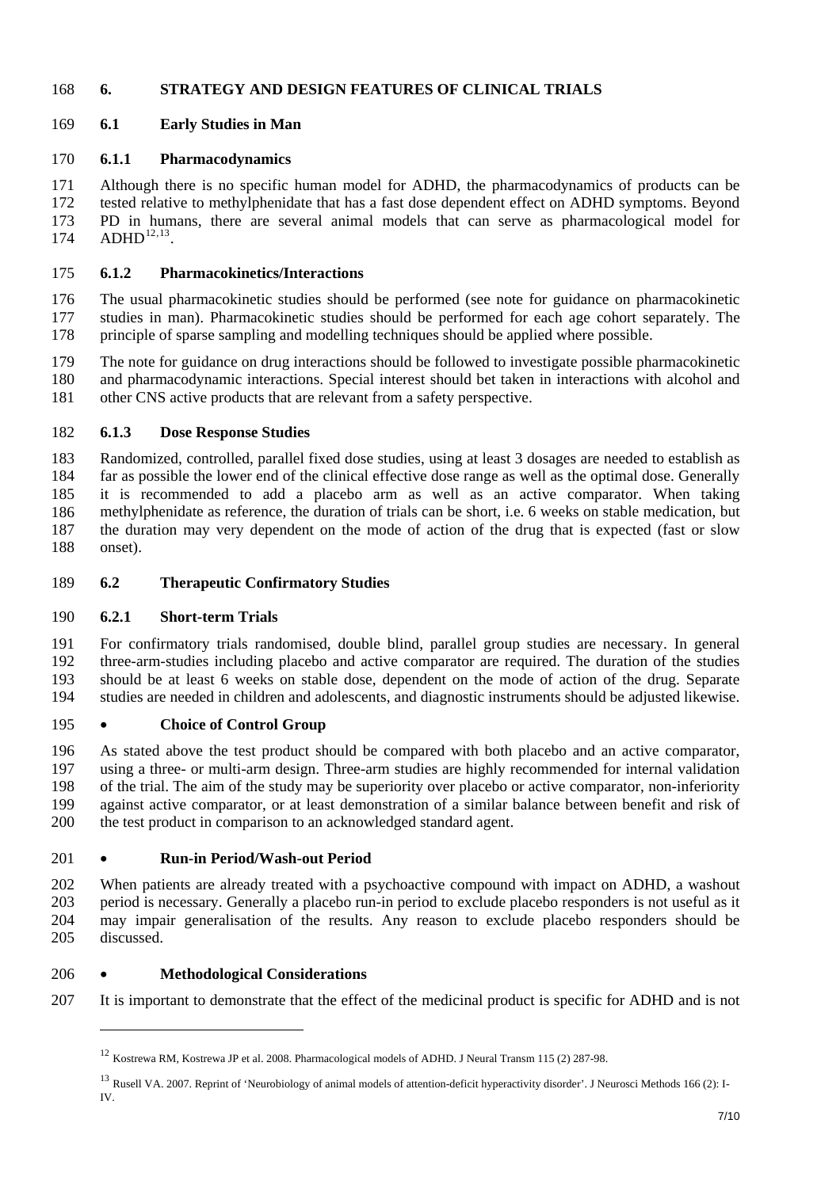# 6. STRATEGY AND DESIGN FEATURES OF CLINICAL TRIALS

## 6.1 Early Studies in Man

### 6.1.1 Pharmacodynamics

Although there is no specific human model for ADHD, the pharmacodynamics of products can be tested relative to methylphenidate that has a fast dose dependent effect on ADHD symptoms. Beyond PD in humans, there are several animal models that can serve as pharmacological model for ADHD[12,13].

### 6.1.2 Pharmacokinetics/Interactions

The usual pharmacokinetic studies should be performed (see note for guidance on pharmacokinetic studies in man). Pharmacokinetic studies should be performed for each age cohort separately. The principle of sparse sampling and modelling techniques should be applied where possible.

The note for guidance on drug interactions should be followed to investigate possible pharmacokinetic and pharmacodynamic interactions. Special interest should bet taken in interactions with alcohol and other CNS active products that are relevant from a safety perspective.

### 6.1.3 Dose Response Studies

Randomized, controlled, parallel fixed dose studies, using at least 3 dosages are needed to establish as far as possible the lower end of the clinical effective dose range as well as the optimal dose. Generally it is recommended to add a placebo arm as well as an active comparator. When taking methylphenidate as reference, the duration of trials can be short, i.e. 6 weeks on stable medication, but the duration may very dependent on the mode of action of the drug that is expected (fast or slow onset).

## 6.2 Therapeutic Confirmatory Studies

### 6.2.1 Short-term Trials

For confirmatory trials randomised, double blind, parallel group studies are necessary. In general three-arm-studies including placebo and active comparator are required. The duration of the studies should be at least 6 weeks on stable dose, dependent on the mode of action of the drug. Separate studies are needed in children and adolescents, and diagnostic instruments should be adjusted likewise.

- **Choice of Control Group**

As stated above the test product should be compared with both placebo and an active comparator, using a three- or multi-arm design. Three-arm studies are highly recommended for internal validation of the trial. The aim of the study may be superiority over placebo or active comparator, non-inferiority against active comparator, or at least demonstration of a similar balance between benefit and risk of the test product in comparison to an acknowledged standard agent.

- **Run-in Period/Wash-out Period**

When patients are already treated with a psychoactive compound with impact on ADHD, a washout period is necessary. Generally a placebo run-in period to exclude placebo responders is not useful as it may impair generalisation of the results. Any reason to exclude placebo responders should be discussed.

- **Methodological Considerations**

It is important to demonstrate that the effect of the medicinal product is specific for ADHD and is not

---

[12] Kostrewa RM, Kostrewa JP et al. 2008. Pharmacological models of ADHD. J Neural Transm 115 (2) 287-98.

[13] Rusell VA. 2007. Reprint of 'Neurobiology of animal models of attention-deficit hyperactivity disorder'. J Neurosci Methods 166 (2): I-IV.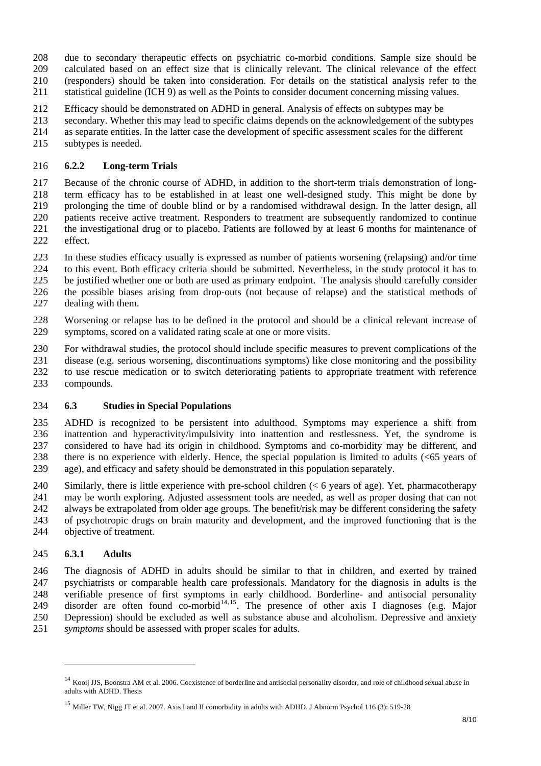due to secondary therapeutic effects on psychiatric co-morbid conditions. Sample size should be calculated based on an effect size that is clinically relevant. The clinical relevance of the effect (responders) should be taken into consideration. For details on the statistical analysis refer to the statistical guideline (ICH 9) as well as the Points to consider document concerning missing values.

Efficacy should be demonstrated on ADHD in general. Analysis of effects on subtypes may be secondary. Whether this may lead to specific claims depends on the acknowledgement of the subtypes as separate entities. In the latter case the development of specific assessment scales for the different subtypes is needed.

### 6.2.2 Long-term Trials

Because of the chronic course of ADHD, in addition to the short-term trials demonstration of long-term efficacy has to be established in at least one well-designed study. This might be done by prolonging the time of double blind or by a randomised withdrawal design. In the latter design, all patients receive active treatment. Responders to treatment are subsequently randomized to continue the investigational drug or to placebo. Patients are followed by at least 6 months for maintenance of effect.

In these studies efficacy usually is expressed as number of patients worsening (relapsing) and/or time to this event. Both efficacy criteria should be submitted. Nevertheless, in the study protocol it has to be justified whether one or both are used as primary endpoint. The analysis should carefully consider the possible biases arising from drop-outs (not because of relapse) and the statistical methods of dealing with them.

Worsening or relapse has to be defined in the protocol and should be a clinical relevant increase of symptoms, scored on a validated rating scale at one or more visits.

For withdrawal studies, the protocol should include specific measures to prevent complications of the disease (e.g. serious worsening, discontinuations symptoms) like close monitoring and the possibility to use rescue medication or to switch deteriorating patients to appropriate treatment with reference compounds.

## 6.3 Studies in Special Populations

ADHD is recognized to be persistent into adulthood. Symptoms may experience a shift from inattention and hyperactivity/impulsivity into inattention and restlessness. Yet, the syndrome is considered to have had its origin in childhood. Symptoms and co-morbidity may be different, and there is no experience with elderly. Hence, the special population is limited to adults (<65 years of age), and efficacy and safety should be demonstrated in this population separately.

Similarly, there is little experience with pre-school children (< 6 years of age). Yet, pharmacotherapy may be worth exploring. Adjusted assessment tools are needed, as well as proper dosing that can not always be extrapolated from older age groups. The benefit/risk may be different considering the safety of psychotropic drugs on brain maturity and development, and the improved functioning that is the objective of treatment.

### 6.3.1 Adults

The diagnosis of ADHD in adults should be similar to that in children, and exerted by trained psychiatrists or comparable health care professionals. Mandatory for the diagnosis in adults is the verifiable presence of first symptoms in early childhood. Borderline- and antisocial personality disorder are often found co-morbid[14,15]. The presence of other axis I diagnoses (e.g. Major Depression) should be excluded as well as substance abuse and alcoholism. Depressive and anxiety *symptoms* should be assessed with proper scales for adults.

---

[14] Kooij JJS, Boonstra AM et al. 2006. Coexistence of borderline and antisocial personality disorder, and role of childhood sexual abuse in adults with ADHD. Thesis

[15] Miller TW, Nigg JT et al. 2007. Axis I and II comorbidity in adults with ADHD. J Abnorm Psychol 116 (3): 519-28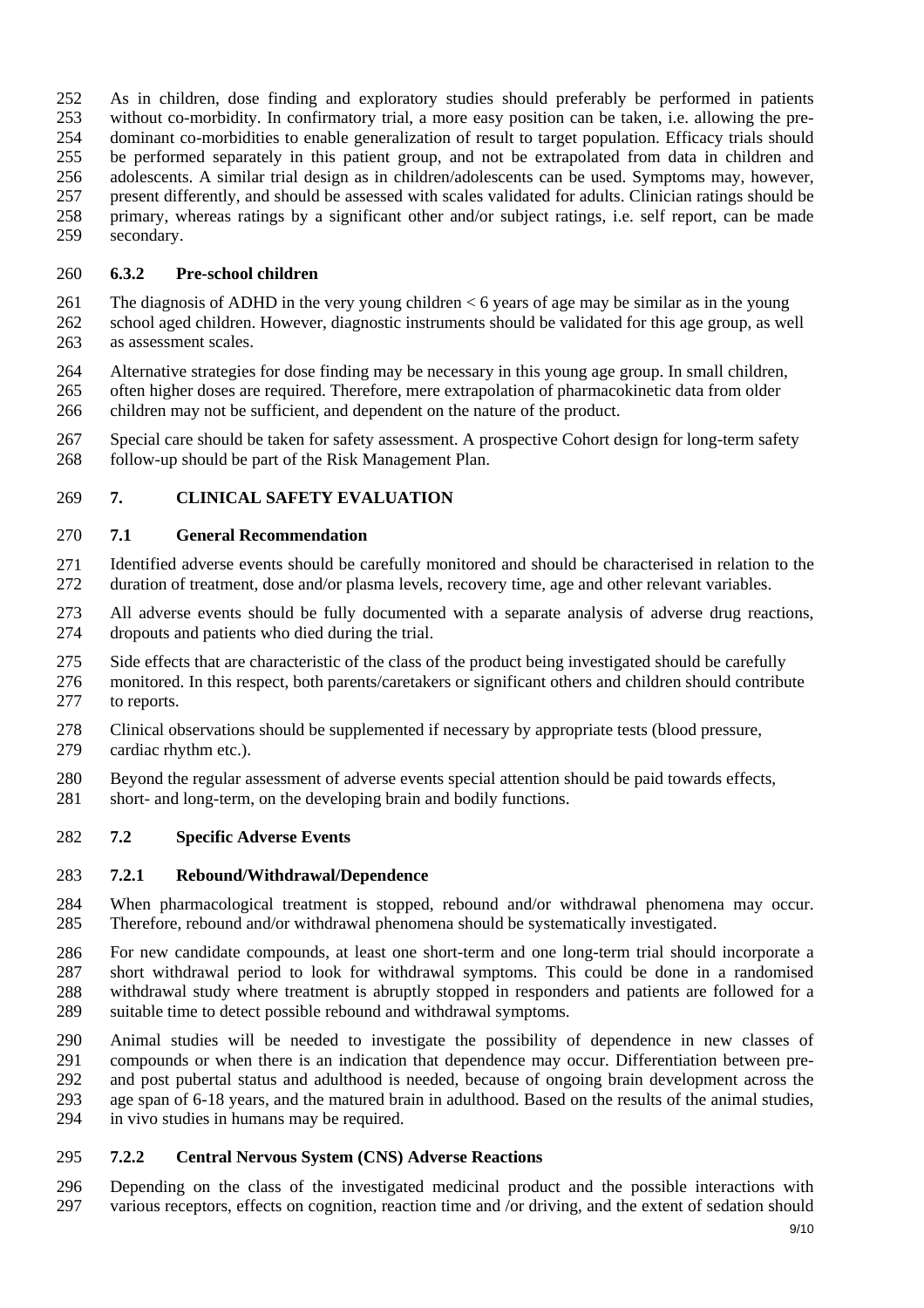As in children, dose finding and exploratory studies should preferably be performed in patients without co-morbidity. In confirmatory trial, a more easy position can be taken, i.e. allowing the pre-dominant co-morbidities to enable generalization of result to target population. Efficacy trials should be performed separately in this patient group, and not be extrapolated from data in children and adolescents. A similar trial design as in children/adolescents can be used. Symptoms may, however, present differently, and should be assessed with scales validated for adults. Clinician ratings should be primary, whereas ratings by a significant other and/or subject ratings, i.e. self report, can be made secondary.

### 6.3.2 Pre-school children

The diagnosis of ADHD in the very young children < 6 years of age may be similar as in the young school aged children. However, diagnostic instruments should be validated for this age group, as well as assessment scales.

Alternative strategies for dose finding may be necessary in this young age group. In small children, often higher doses are required. Therefore, mere extrapolation of pharmacokinetic data from older children may not be sufficient, and dependent on the nature of the product.

Special care should be taken for safety assessment. A prospective Cohort design for long-term safety follow-up should be part of the Risk Management Plan.

## 7. CLINICAL SAFETY EVALUATION

### 7.1 General Recommendation

Identified adverse events should be carefully monitored and should be characterised in relation to the duration of treatment, dose and/or plasma levels, recovery time, age and other relevant variables.

All adverse events should be fully documented with a separate analysis of adverse drug reactions, dropouts and patients who died during the trial.

Side effects that are characteristic of the class of the product being investigated should be carefully monitored. In this respect, both parents/caretakers or significant others and children should contribute to reports.

Clinical observations should be supplemented if necessary by appropriate tests (blood pressure, cardiac rhythm etc.).

Beyond the regular assessment of adverse events special attention should be paid towards effects, short- and long-term, on the developing brain and bodily functions.

### 7.2 Specific Adverse Events

#### 7.2.1 Rebound/Withdrawal/Dependence

When pharmacological treatment is stopped, rebound and/or withdrawal phenomena may occur. Therefore, rebound and/or withdrawal phenomena should be systematically investigated.

For new candidate compounds, at least one short-term and one long-term trial should incorporate a short withdrawal period to look for withdrawal symptoms. This could be done in a randomised withdrawal study where treatment is abruptly stopped in responders and patients are followed for a suitable time to detect possible rebound and withdrawal symptoms.

Animal studies will be needed to investigate the possibility of dependence in new classes of compounds or when there is an indication that dependence may occur. Differentiation between pre- and post pubertal status and adulthood is needed, because of ongoing brain development across the age span of 6-18 years, and the matured brain in adulthood. Based on the results of the animal studies, in vivo studies in humans may be required.

#### 7.2.2 Central Nervous System (CNS) Adverse Reactions

Depending on the class of the investigated medicinal product and the possible interactions with various receptors, effects on cognition, reaction time and /or driving, and the extent of sedation should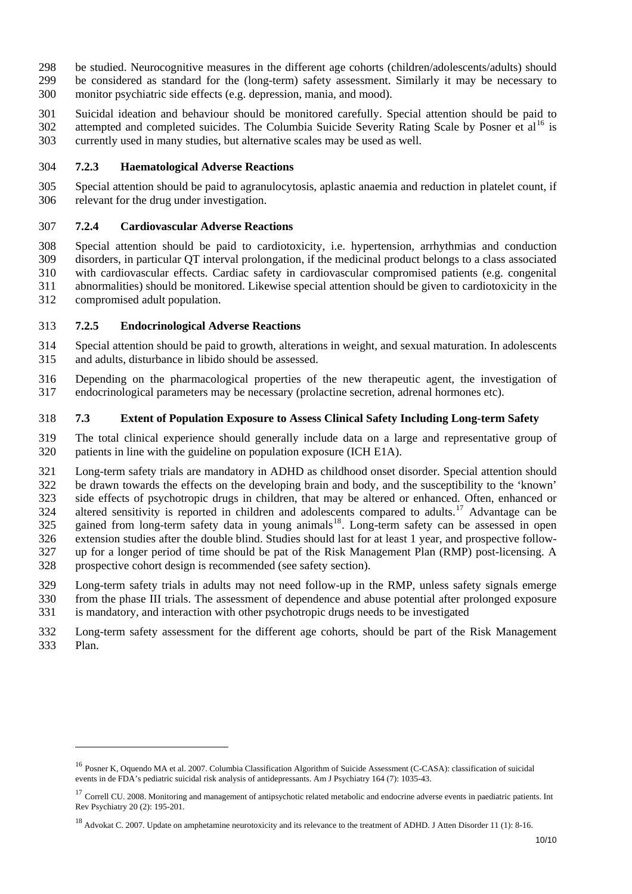be studied. Neurocognitive measures in the different age cohorts (children/adolescents/adults) should be considered as standard for the (long-term) safety assessment. Similarly it may be necessary to monitor psychiatric side effects (e.g. depression, mania, and mood).

Suicidal ideation and behaviour should be monitored carefully. Special attention should be paid to attempted and completed suicides. The Columbia Suicide Severity Rating Scale by Posner et al[16] is currently used in many studies, but alternative scales may be used as well.

### 7.2.3 Haematological Adverse Reactions

Special attention should be paid to agranulocytosis, aplastic anaemia and reduction in platelet count, if relevant for the drug under investigation.

### 7.2.4 Cardiovascular Adverse Reactions

Special attention should be paid to cardiotoxicity, i.e. hypertension, arrhythmias and conduction disorders, in particular QT interval prolongation, if the medicinal product belongs to a class associated with cardiovascular effects. Cardiac safety in cardiovascular compromised patients (e.g. congenital abnormalities) should be monitored. Likewise special attention should be given to cardiotoxicity in the compromised adult population.

### 7.2.5 Endocrinological Adverse Reactions

Special attention should be paid to growth, alterations in weight, and sexual maturation. In adolescents and adults, disturbance in libido should be assessed.

Depending on the pharmacological properties of the new therapeutic agent, the investigation of endocrinological parameters may be necessary (prolactine secretion, adrenal hormones etc).

## 7.3 Extent of Population Exposure to Assess Clinical Safety Including Long-term Safety

The total clinical experience should generally include data on a large and representative group of patients in line with the guideline on population exposure (ICH E1A).

Long-term safety trials are mandatory in ADHD as childhood onset disorder. Special attention should be drawn towards the effects on the developing brain and body, and the susceptibility to the 'known' side effects of psychotropic drugs in children, that may be altered or enhanced. Often, enhanced or altered sensitivity is reported in children and adolescents compared to adults.[17] Advantage can be gained from long-term safety data in young animals[18]. Long-term safety can be assessed in open extension studies after the double blind. Studies should last for at least 1 year, and prospective follow-up for a longer period of time should be pat of the Risk Management Plan (RMP) post-licensing. A prospective cohort design is recommended (see safety section).

Long-term safety trials in adults may not need follow-up in the RMP, unless safety signals emerge from the phase III trials. The assessment of dependence and abuse potential after prolonged exposure is mandatory, and interaction with other psychotropic drugs needs to be investigated

Long-term safety assessment for the different age cohorts, should be part of the Risk Management Plan.

---

[16] Posner K, Oquendo MA et al. 2007. Columbia Classification Algorithm of Suicide Assessment (C-CASA): classification of suicidal events in de FDA's pediatric suicidal risk analysis of antidepressants. Am J Psychiatry 164 (7): 1035-43.

[17] Correll CU. 2008. Monitoring and management of antipsychotic related metabolic and endocrine adverse events in paediatric patients. Int Rev Psychiatry 20 (2): 195-201.

[18] Advokat C. 2007. Update on amphetamine neurotoxicity and its relevance to the treatment of ADHD. J Atten Disorder 11 (1): 8-16.